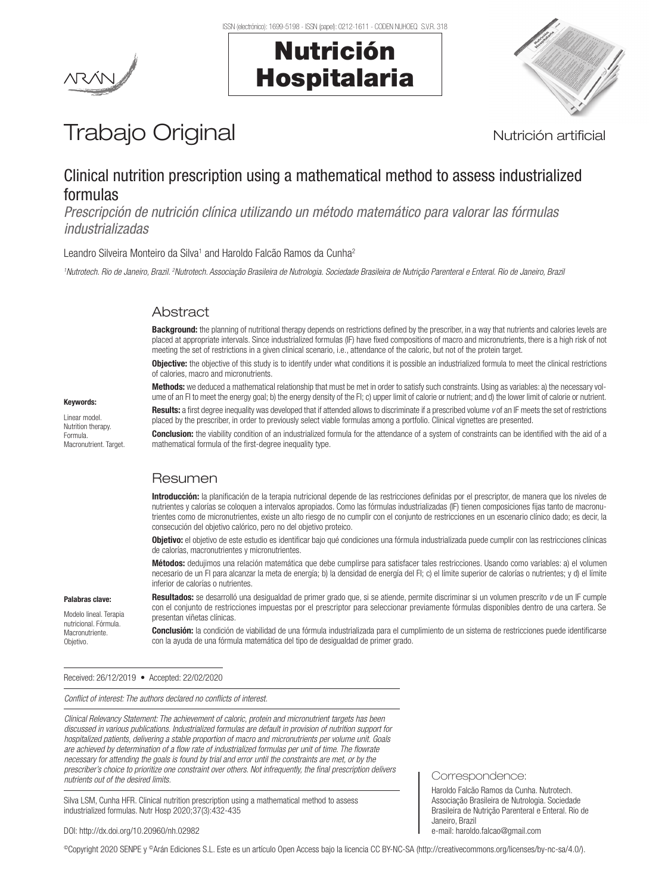# Trabajo Original

Nutrición artificial

## Clinical nutrition prescription using a mathematical method to assess industrialized formulas

*Prescripción de nutrición clínica utilizando un método matemático para valorar las fórmulas industrializadas*

Leandro Silveira Monteiro da Silva[1] and Haroldo Falcão Ramos da Cunha[2]

*[1]Nutrotech. Rio de Janeiro, Brazil. [2]Nutrotech. Associação Brasileira de Nutrologia. Sociedade Brasileira de Nutrição Parenteral e Enteral. Rio de Janeiro, Brazil*

### Abstract

**Background:** the planning of nutritional therapy depends on restrictions defined by the prescriber, in a way that nutrients and calories levels are placed at appropriate intervals. Since industrialized formulas (IF) have fixed compositions of macro and micronutrients, there is a high risk of not meeting the set of restrictions in a given clinical scenario, i.e., attendance of the caloric, but not of the protein target.

**Objective:** the objective of this study is to identify under what conditions it is possible an industrialized formula to meet the clinical restrictions of calories, macro and micronutrients.

**Methods:** we deduced a mathematical relationship that must be met in order to satisfy such constraints. Using as variables: a) the necessary volume of an FI to meet the energy goal; b) the energy density of the FI; c) upper limit of calorie or nutrient; and d) the lower limit of calorie or nutrient.

**Results:** a first degree inequality was developed that if attended allows to discriminate if a prescribed volume *v* of an IF meets the set of restrictions placed by the prescriber, in order to previously select viable formulas among a portfolio. Clinical vignettes are presented.

**Conclusion:** the viability condition of an industrialized formula for the attendance of a system of constraints can be identified with the aid of a mathematical formula of the first-degree inequality type.

**Keywords:**

Linear model. Nutrition therapy. Formula. Macronutrient. Target.

### Resumen

**Introducción:** la planificación de la terapia nutricional depende de las restricciones definidas por el prescriptor, de manera que los niveles de nutrientes y calorías se coloquen a intervalos apropiados. Como las fórmulas industrializadas (IF) tienen composiciones fijas tanto de macronutrientes como de micronutrientes, existe un alto riesgo de no cumplir con el conjunto de restricciones en un escenario clínico dado; es decir, la consecución del objetivo calórico, pero no del objetivo proteico.

**Objetivo:** el objetivo de este estudio es identificar bajo qué condiciones una fórmula industrializada puede cumplir con las restricciones clínicas de calorías, macronutrientes y micronutrientes.

**Métodos:** dedujimos una relación matemática que debe cumplirse para satisfacer tales restricciones. Usando como variables: a) el volumen necesario de un FI para alcanzar la meta de energía; b) la densidad de energía del FI; c) el límite superior de calorías o nutrientes; y d) el límite inferior de calorías o nutrientes.

**Resultados:** se desarrolló una desigualdad de primer grado que, si se atiende, permite discriminar si un volumen prescrito *v* de un IF cumple con el conjunto de restricciones impuestas por el prescriptor para seleccionar previamente fórmulas disponibles dentro de una cartera. Se presentan viñetas clínicas.

**Conclusión:** la condición de viabilidad de una fórmula industrializada para el cumplimiento de un sistema de restricciones puede identificarse con la ayuda de una fórmula matemática del tipo de desigualdad de primer grado.

**Palabras clave:**

Modelo lineal. Terapia nutricional. Fórmula. Macronutriente. Objetivo.

Received: 26/12/2019 • Accepted: 22/02/2020

*Conflict of interest: The authors declared no conflicts of interest.*

*Clinical Relevancy Statement: The achievement of caloric, protein and micronutrient targets has been discussed in various publications. Industrialized formulas are default in provision of nutrition support for hospitalized patients, delivering a stable proportion of macro and micronutrients per volume unit. Goals are achieved by determination of a flow rate of industrialized formulas per unit of time. The flowrate necessary for attending the goals is found by trial and error until the constraints are met, or by the prescriber's choice to prioritize one constraint over others. Not infrequently, the final prescription delivers nutrients out of the desired limits.*

Silva LSM, Cunha HFR. Clinical nutrition prescription using a mathematical method to assess industrialized formulas. Nutr Hosp 2020;37(3):432-435

DOI: http://dx.doi.org/10.20960/nh.02982

Correspondence:

Haroldo Falcão Ramos da Cunha. Nutrotech. Associação Brasileira de Nutrologia. Sociedade Brasileira de Nutrição Parenteral e Enteral. Rio de Janeiro, Brazil
e-mail: haroldo.falcao@gmail.com

©Copyright 2020 SENPE y ©Arán Ediciones S.L. Este es un artículo Open Access bajo la licencia CC BY-NC-SA (http://creativecommons.org/licenses/by-nc-sa/4.0/).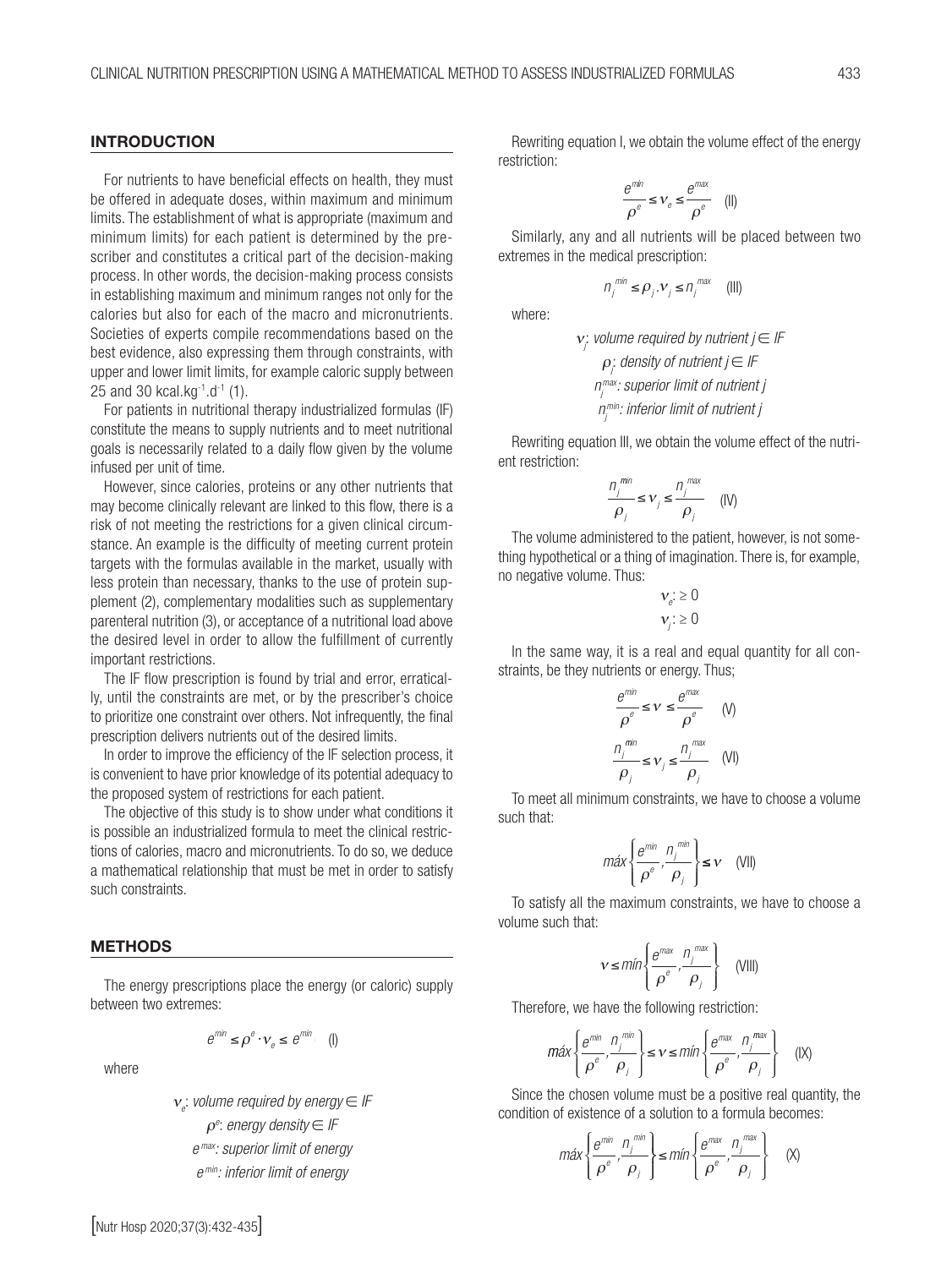## INTRODUCTION

For nutrients to have beneficial effects on health, they must be offered in adequate doses, within maximum and minimum limits. The establishment of what is appropriate (maximum and minimum limits) for each patient is determined by the prescriber and constitutes a critical part of the decision-making process. In other words, the decision-making process consists in establishing maximum and minimum ranges not only for the calories but also for each of the macro and micronutrients. Societies of experts compile recommendations based on the best evidence, also expressing them through constraints, with upper and lower limit limits, for example caloric supply between 25 and 30 $kcal.kg^{-1}.d^{-1}$ (1).

For patients in nutritional therapy industrialized formulas (IF) constitute the means to supply nutrients and to meet nutritional goals is necessarily related to a daily flow given by the volume infused per unit of time.

However, since calories, proteins or any other nutrients that may become clinically relevant are linked to this flow, there is a risk of not meeting the restrictions for a given clinical circumstance. An example is the difficulty of meeting current protein targets with the formulas available in the market, usually with less protein than necessary, thanks to the use of protein supplement (2), complementary modalities such as supplementary parenteral nutrition (3), or acceptance of a nutritional load above the desired level in order to allow the fulfillment of currently important restrictions.

The IF flow prescription is found by trial and error, erratically, until the constraints are met, or by the prescriber's choice to prioritize one constraint over others. Not infrequently, the final prescription delivers nutrients out of the desired limits.

In order to improve the efficiency of the IF selection process, it is convenient to have prior knowledge of its potential adequacy to the proposed system of restrictions for each patient.

The objective of this study is to show under what conditions it is possible an industrialized formula to meet the clinical restrictions of calories, macro and micronutrients. To do so, we deduce a mathematical relationship that must be met in order to satisfy such constraints.

## METHODS

The energy prescriptions place the energy (or caloric) supply between two extremes:

$$e^{min} \leq \rho^{e} \cdot \nu_{e} \leq e^{min} \quad \text{(I)}$$

where

$\nu_e$: *volume required by energy* $\in$ *IF*

$\rho^e$: *energy density* $\in$ *IF*

$e^{max}$: *superior limit of energy*

$e^{min}$: *inferior limit of energy*

Rewriting equation I, we obtain the volume effect of the energy restriction:

$$\frac{e^{min}}{\rho^{e}} \leq \nu_{e} \leq \frac{e^{max}}{\rho^{e}} \quad \text{(II)}$$

Similarly, any and all nutrients will be placed between two extremes in the medical prescription:

$$n_j^{min} \leq \rho_j . \nu_j \leq n_j^{max} \quad \text{(III)}$$

where:

$\nu_j$: *volume required by nutrient* $j \in$ *IF*

$\rho_j$: *density of nutrient* $j \in$ *IF*

$n_j^{max}$: *superior limit of nutrient j*

$n_j^{min}$: *inferior limit of nutrient j*

Rewriting equation III, we obtain the volume effect of the nutrient restriction:

$$\frac{n_j^{min}}{\rho_j} \leq \nu_j \leq \frac{n_j^{max}}{\rho_j} \quad \text{(IV)}$$

The volume administered to the patient, however, is not something hypothetical or a thing of imagination. There is, for example, no negative volume. Thus:

$$\nu_e : \geq 0$$

$$\nu_j : \geq 0$$

In the same way, it is a real and equal quantity for all constraints, be they nutrients or energy. Thus;

$$\frac{e^{min}}{\rho^{e}} \leq \nu \leq \frac{e^{max}}{\rho^{e}} \quad \text{(V)}$$

$$\frac{n_j^{min}}{\rho_j} \leq \nu_j \leq \frac{n_j^{max}}{\rho_j} \quad \text{(VI)}$$

To meet all minimum constraints, we have to choose a volume such that:

$$máx\left\{\frac{e^{min}}{\rho^{e}}, \frac{n_j^{min}}{\rho_j}\right\} \leq \nu \quad \text{(VII)}$$

To satisfy all the maximum constraints, we have to choose a volume such that:

$$\nu \leq mín\left\{\frac{e^{max}}{\rho^{e}}, \frac{n_j^{max}}{\rho_j}\right\} \quad \text{(VIII)}$$

Therefore, we have the following restriction:

$$máx\left\{\frac{e^{min}}{\rho^{e}}, \frac{n_j^{min}}{\rho_j}\right\} \leq \nu \leq mín\left\{\frac{e^{max}}{\rho^{e}}, \frac{n_j^{max}}{\rho_j}\right\} \quad \text{(IX)}$$

Since the chosen volume must be a positive real quantity, the condition of existence of a solution to a formula becomes:

$$máx\left\{\frac{e^{min}}{\rho^{e}}, \frac{n_j^{min}}{\rho_j}\right\} \leq mín\left\{\frac{e^{max}}{\rho^{e}}, \frac{n_j^{max}}{\rho_j}\right\} \quad \text{(X)}$$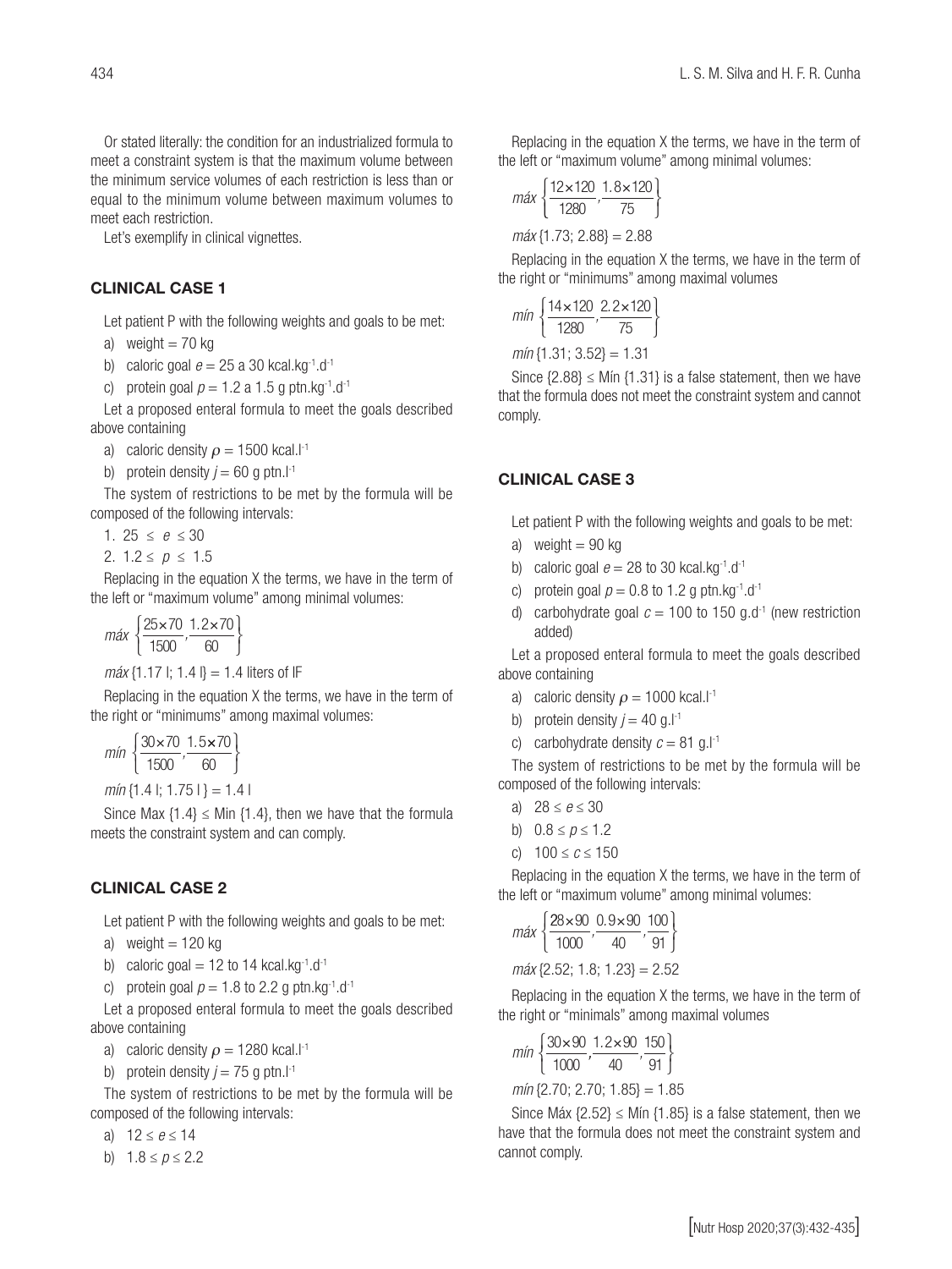Or stated literally: the condition for an industrialized formula to meet a constraint system is that the maximum volume between the minimum service volumes of each restriction is less than or equal to the minimum volume between maximum volumes to meet each restriction.

Let's exemplify in clinical vignettes.

## CLINICAL CASE 1

Let patient P with the following weights and goals to be met:

a) weight = 70 kg
b) caloric goal $e = 25$ a 30 kcal.kg$^{-1}$.d$^{-1}$
c) protein goal $p = 1.2$ a 1.5 g ptn.kg$^{-1}$.d$^{-1}$

Let a proposed enteral formula to meet the goals described above containing

a) caloric density $\rho = 1500$ kcal.l$^{-1}$
b) protein density $j = 60$ g ptn.l$^{-1}$

The system of restrictions to be met by the formula will be composed of the following intervals:

1. $25 \leq e \leq 30$
2. $1.2 \leq p \leq 1.5$

Replacing in the equation X the terms, we have in the term of the left or "maximum volume" among minimal volumes:

$$máx \left\{ \frac{25 \times 70}{1500}, \frac{1.2 \times 70}{60} \right\}$$

$máx$ {1.17 l; 1.4 l} = 1.4 liters of IF

Replacing in the equation X the terms, we have in the term of the right or "minimums" among maximal volumes:

$$mín \left\{ \frac{30 \times 70}{1500}, \frac{1.5 \times 70}{60} \right\}$$

$mín$ {1.4 l; 1.75 l } = 1.4 l

Since Max {1.4} ≤ Min {1.4}, then we have that the formula meets the constraint system and can comply.

## CLINICAL CASE 2

Let patient P with the following weights and goals to be met:

a) weight = 120 kg
b) caloric goal = 12 to 14 kcal.kg$^{-1}$.d$^{-1}$
c) protein goal $p = 1.8$ to 2.2 g ptn.kg$^{-1}$.d$^{-1}$

Let a proposed enteral formula to meet the goals described above containing

a) caloric density $\rho = 1280$ kcal.l$^{-1}$
b) protein density $j = 75$ g ptn.l$^{-1}$

The system of restrictions to be met by the formula will be composed of the following intervals:

a) $12 \leq e \leq 14$
b) $1.8 \leq p \leq 2.2$

Replacing in the equation X the terms, we have in the term of the left or "maximum volume" among minimal volumes:

$$máx \left\{ \frac{12 \times 120}{1280}, \frac{1.8 \times 120}{75} \right\}$$

$máx$ {1.73; 2.88} = 2.88

Replacing in the equation X the terms, we have in the term of the right or "minimums" among maximal volumes

$$mín \left\{ \frac{14 \times 120}{1280}, \frac{2.2 \times 120}{75} \right\}$$

$mín$ {1.31; 3.52} = 1.31

Since {2.88} ≤ Mín {1.31} is a false statement, then we have that the formula does not meet the constraint system and cannot comply.

## CLINICAL CASE 3

Let patient P with the following weights and goals to be met:

a) weight = 90 kg
b) caloric goal $e = 28$ to 30 kcal.kg$^{-1}$.d$^{-1}$
c) protein goal $p = 0.8$ to 1.2 g ptn.kg$^{-1}$.d$^{-1}$
d) carbohydrate goal $c = 100$ to 150 g.d$^{-1}$ (new restriction added)

Let a proposed enteral formula to meet the goals described above containing

a) caloric density $\rho = 1000$ kcal.l$^{-1}$
b) protein density $j = 40$ g.l$^{-1}$
c) carbohydrate density $c = 81$ g.l$^{-1}$

The system of restrictions to be met by the formula will be composed of the following intervals:

a) $28 \leq e \leq 30$
b) $0.8 \leq p \leq 1.2$
c) $100 \leq c \leq 150$

Replacing in the equation X the terms, we have in the term of the left or "maximum volume" among minimal volumes:

$$máx \left\{ \frac{28 \times 90}{1000}, \frac{0.9 \times 90}{40}, \frac{100}{91} \right\}$$

$máx$ {2.52; 1.8; 1.23} = 2.52

Replacing in the equation X the terms, we have in the term of the right or "minimals" among maximal volumes

$$mín \left\{ \frac{30 \times 90}{1000}, \frac{1.2 \times 90}{40}, \frac{150}{91} \right\}$$

$mín$ {2.70; 2.70; 1.85} = 1.85

Since Máx {2.52} ≤ Mín {1.85} is a false statement, then we have that the formula does not meet the constraint system and cannot comply.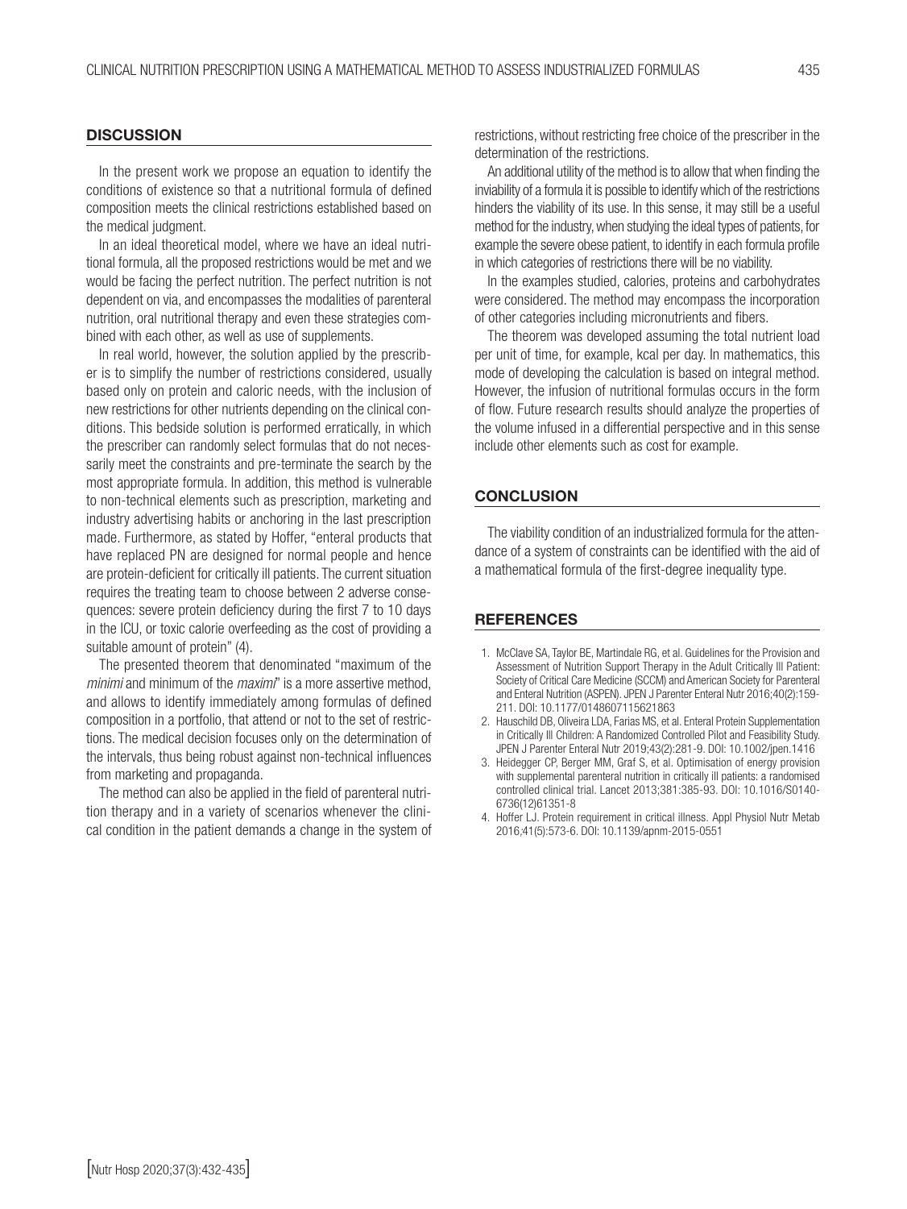## DISCUSSION

In the present work we propose an equation to identify the conditions of existence so that a nutritional formula of defined composition meets the clinical restrictions established based on the medical judgment.

In an ideal theoretical model, where we have an ideal nutritional formula, all the proposed restrictions would be met and we would be facing the perfect nutrition. The perfect nutrition is not dependent on via, and encompasses the modalities of parenteral nutrition, oral nutritional therapy and even these strategies combined with each other, as well as use of supplements.

In real world, however, the solution applied by the prescriber is to simplify the number of restrictions considered, usually based only on protein and caloric needs, with the inclusion of new restrictions for other nutrients depending on the clinical conditions. This bedside solution is performed erratically, in which the prescriber can randomly select formulas that do not necessarily meet the constraints and pre-terminate the search by the most appropriate formula. In addition, this method is vulnerable to non-technical elements such as prescription, marketing and industry advertising habits or anchoring in the last prescription made. Furthermore, as stated by Hoffer, "enteral products that have replaced PN are designed for normal people and hence are protein-deficient for critically ill patients. The current situation requires the treating team to choose between 2 adverse consequences: severe protein deficiency during the first 7 to 10 days in the ICU, or toxic calorie overfeeding as the cost of providing a suitable amount of protein" (4).

The presented theorem that denominated "maximum of the *minimi* and minimum of the *maximi*" is a more assertive method, and allows to identify immediately among formulas of defined composition in a portfolio, that attend or not to the set of restrictions. The medical decision focuses only on the determination of the intervals, thus being robust against non-technical influences from marketing and propaganda.

The method can also be applied in the field of parenteral nutrition therapy and in a variety of scenarios whenever the clinical condition in the patient demands a change in the system of restrictions, without restricting free choice of the prescriber in the determination of the restrictions.

An additional utility of the method is to allow that when finding the inviability of a formula it is possible to identify which of the restrictions hinders the viability of its use. In this sense, it may still be a useful method for the industry, when studying the ideal types of patients, for example the severe obese patient, to identify in each formula profile in which categories of restrictions there will be no viability.

In the examples studied, calories, proteins and carbohydrates were considered. The method may encompass the incorporation of other categories including micronutrients and fibers.

The theorem was developed assuming the total nutrient load per unit of time, for example, kcal per day. In mathematics, this mode of developing the calculation is based on integral method. However, the infusion of nutritional formulas occurs in the form of flow. Future research results should analyze the properties of the volume infused in a differential perspective and in this sense include other elements such as cost for example.

## CONCLUSION

The viability condition of an industrialized formula for the attendance of a system of constraints can be identified with the aid of a mathematical formula of the first-degree inequality type.

## REFERENCES

1. McClave SA, Taylor BE, Martindale RG, et al. Guidelines for the Provision and Assessment of Nutrition Support Therapy in the Adult Critically Ill Patient: Society of Critical Care Medicine (SCCM) and American Society for Parenteral and Enteral Nutrition (ASPEN). JPEN J Parenter Enteral Nutr 2016;40(2):159-211. DOI: 10.1177/0148607115621863
2. Hauschild DB, Oliveira LDA, Farias MS, et al. Enteral Protein Supplementation in Critically Ill Children: A Randomized Controlled Pilot and Feasibility Study. JPEN J Parenter Enteral Nutr 2019;43(2):281-9. DOI: 10.1002/jpen.1416
3. Heidegger CP, Berger MM, Graf S, et al. Optimisation of energy provision with supplemental parenteral nutrition in critically ill patients: a randomised controlled clinical trial. Lancet 2013;381:385-93. DOI: 10.1016/S0140-6736(12)61351-8
4. Hoffer LJ. Protein requirement in critical illness. Appl Physiol Nutr Metab 2016;41(5):573-6. DOI: 10.1139/apnm-2015-0551